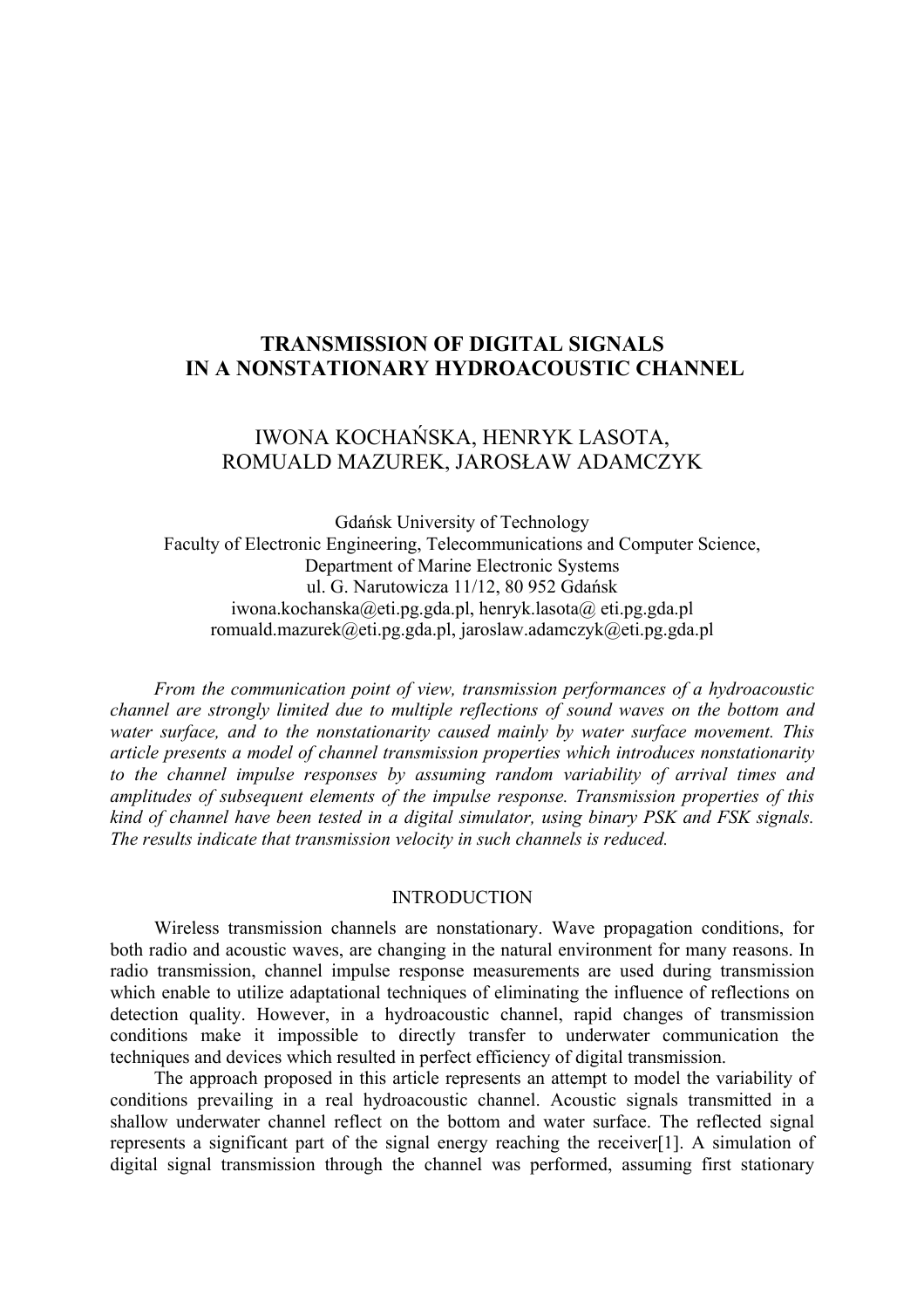# TRANSMISSION OF DIGITAL SIGNALS IN A NONSTATIONARY HYDROACOUSTIC CHANNEL

IWONA KOCHAŃSKA, HENRYK LASOTA, ROMUALD MAZUREK, JAROSŁAW ADAMCZYK

Gdańsk University of Technology
Faculty of Electronic Engineering, Telecommunications and Computer Science,
Department of Marine Electronic Systems
ul. G. Narutowicza 11/12, 80 952 Gdańsk
iwona.kochanska@eti.pg.gda.pl, henryk.lasota@ eti.pg.gda.pl
romuald.mazurek@eti.pg.gda.pl, jaroslaw.adamczyk@eti.pg.gda.pl

*From the communication point of view, transmission performances of a hydroacoustic channel are strongly limited due to multiple reflections of sound waves on the bottom and water surface, and to the nonstationarity caused mainly by water surface movement. This article presents a model of channel transmission properties which introduces nonstationarity to the channel impulse responses by assuming random variability of arrival times and amplitudes of subsequent elements of the impulse response. Transmission properties of this kind of channel have been tested in a digital simulator, using binary PSK and FSK signals. The results indicate that transmission velocity in such channels is reduced.*

## INTRODUCTION

Wireless transmission channels are nonstationary. Wave propagation conditions, for both radio and acoustic waves, are changing in the natural environment for many reasons. In radio transmission, channel impulse response measurements are used during transmission which enable to utilize adaptational techniques of eliminating the influence of reflections on detection quality. However, in a hydroacoustic channel, rapid changes of transmission conditions make it impossible to directly transfer to underwater communication the techniques and devices which resulted in perfect efficiency of digital transmission.

The approach proposed in this article represents an attempt to model the variability of conditions prevailing in a real hydroacoustic channel. Acoustic signals transmitted in a shallow underwater channel reflect on the bottom and water surface. The reflected signal represents a significant part of the signal energy reaching the receiver[1]. A simulation of digital signal transmission through the channel was performed, assuming first stationary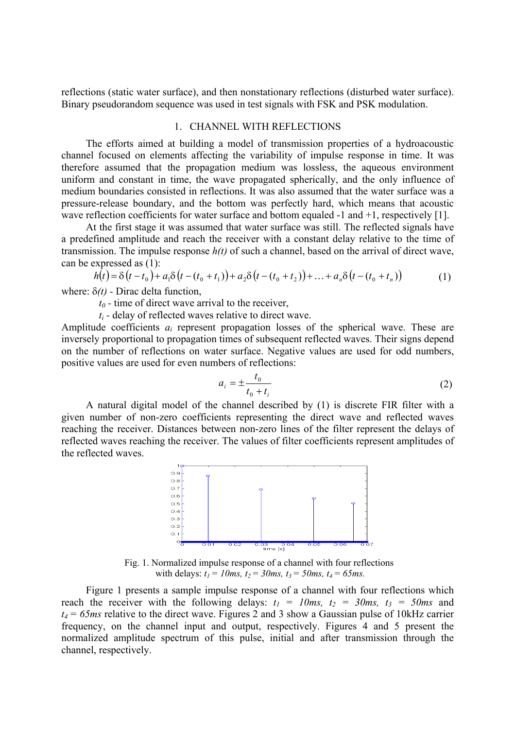reflections (static water surface), and then nonstationary reflections (disturbed water surface). Binary pseudorandom sequence was used in test signals with FSK and PSK modulation.

## 1. CHANNEL WITH REFLECTIONS

The efforts aimed at building a model of transmission properties of a hydroacoustic channel focused on elements affecting the variability of impulse response in time. It was therefore assumed that the propagation medium was lossless, the aqueous environment uniform and constant in time, the wave propagated spherically, and the only influence of medium boundaries consisted in reflections. It was also assumed that the water surface was a pressure-release boundary, and the bottom was perfectly hard, which means that acoustic wave reflection coefficients for water surface and bottom equaled -1 and +1, respectively [1].

At the first stage it was assumed that water surface was still. The reflected signals have a predefined amplitude and reach the receiver with a constant delay relative to the time of transmission. The impulse response $h(t)$ of such a channel, based on the arrival of direct wave, can be expressed as (1):

$$h(t) = \delta(t - t_0) + a_1\delta(t - (t_0 + t_1)) + a_2\delta(t - (t_0 + t_2)) + \ldots + a_n\delta(t - (t_0 + t_n)) \tag{1}$$

where: $\delta(t)$ - Dirac delta function,

$t_0$ - time of direct wave arrival to the receiver,

$t_i$ - delay of reflected waves relative to direct wave.

Amplitude coefficients $a_i$ represent propagation losses of the spherical wave. These are inversely proportional to propagation times of subsequent reflected waves. Their signs depend on the number of reflections on water surface. Negative values are used for odd numbers, positive values are used for even numbers of reflections:

$$a_i = \pm\frac{t_0}{t_0 + t_i} \tag{2}$$

A natural digital model of the channel described by (1) is discrete FIR filter with a given number of non-zero coefficients representing the direct wave and reflected waves reaching the receiver. Distances between non-zero lines of the filter represent the delays of reflected waves reaching the receiver. The values of filter coefficients represent amplitudes of the reflected waves.

Fig. 1. Normalized impulse response of a channel with four reflections with delays: $t_1 = 10ms$, $t_2 = 30ms$, $t_3 = 50ms$, $t_4 = 65ms$.

Figure 1 presents a sample impulse response of a channel with four reflections which reach the receiver with the following delays: $t_1 = 10ms$, $t_2 = 30ms$, $t_3 = 50ms$ and $t_4 = 65ms$ relative to the direct wave. Figures 2 and 3 show a Gaussian pulse of 10kHz carrier frequency, on the channel input and output, respectively. Figures 4 and 5 present the normalized amplitude spectrum of this pulse, initial and after transmission through the channel, respectively.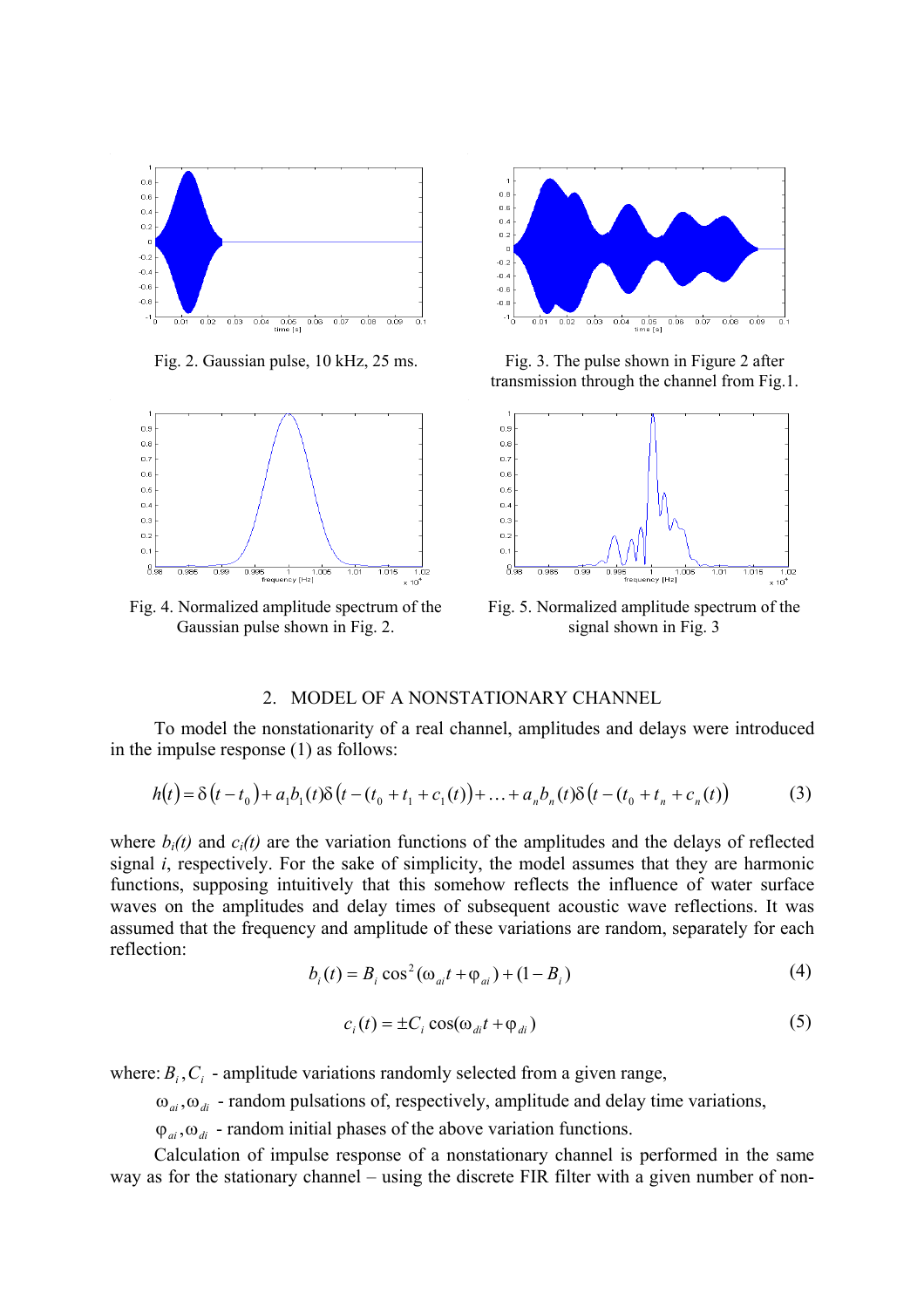Fig. 2. Gaussian pulse, 10 kHz, 25 ms.

Fig. 3. The pulse shown in Figure 2 after transmission through the channel from Fig.1.

Fig. 4. Normalized amplitude spectrum of the Gaussian pulse shown in Fig. 2.

Fig. 5. Normalized amplitude spectrum of the signal shown in Fig. 3

## 2. MODEL OF A NONSTATIONARY CHANNEL

To model the nonstationarity of a real channel, amplitudes and delays were introduced in the impulse response (1) as follows:

$$h(t) = \delta(t - t_0) + a_1 b_1(t) \delta(t - (t_0 + t_1 + c_1(t)) + \ldots + a_n b_n(t) \delta(t - (t_0 + t_n + c_n(t)) \tag{3}$$

where $b_i(t)$ and $c_i(t)$ are the variation functions of the amplitudes and the delays of reflected signal $i$, respectively. For the sake of simplicity, the model assumes that they are harmonic functions, supposing intuitively that this somehow reflects the influence of water surface waves on the amplitudes and delay times of subsequent acoustic wave reflections. It was assumed that the frequency and amplitude of these variations are random, separately for each reflection:

$$b_i(t) = B_i \cos^2(\omega_{ai} t + \varphi_{ai}) + (1 - B_i) \tag{4}$$

$$c_i(t) = \pm C_i \cos(\omega_{di} t + \varphi_{di}) \tag{5}$$

where: $B_i, C_i$ - amplitude variations randomly selected from a given range,

$\omega_{ai}, \omega_{di}$ - random pulsations of, respectively, amplitude and delay time variations,

$\varphi_{ai}, \omega_{di}$ - random initial phases of the above variation functions.

Calculation of impulse response of a nonstationary channel is performed in the same way as for the stationary channel – using the discrete FIR filter with a given number of non-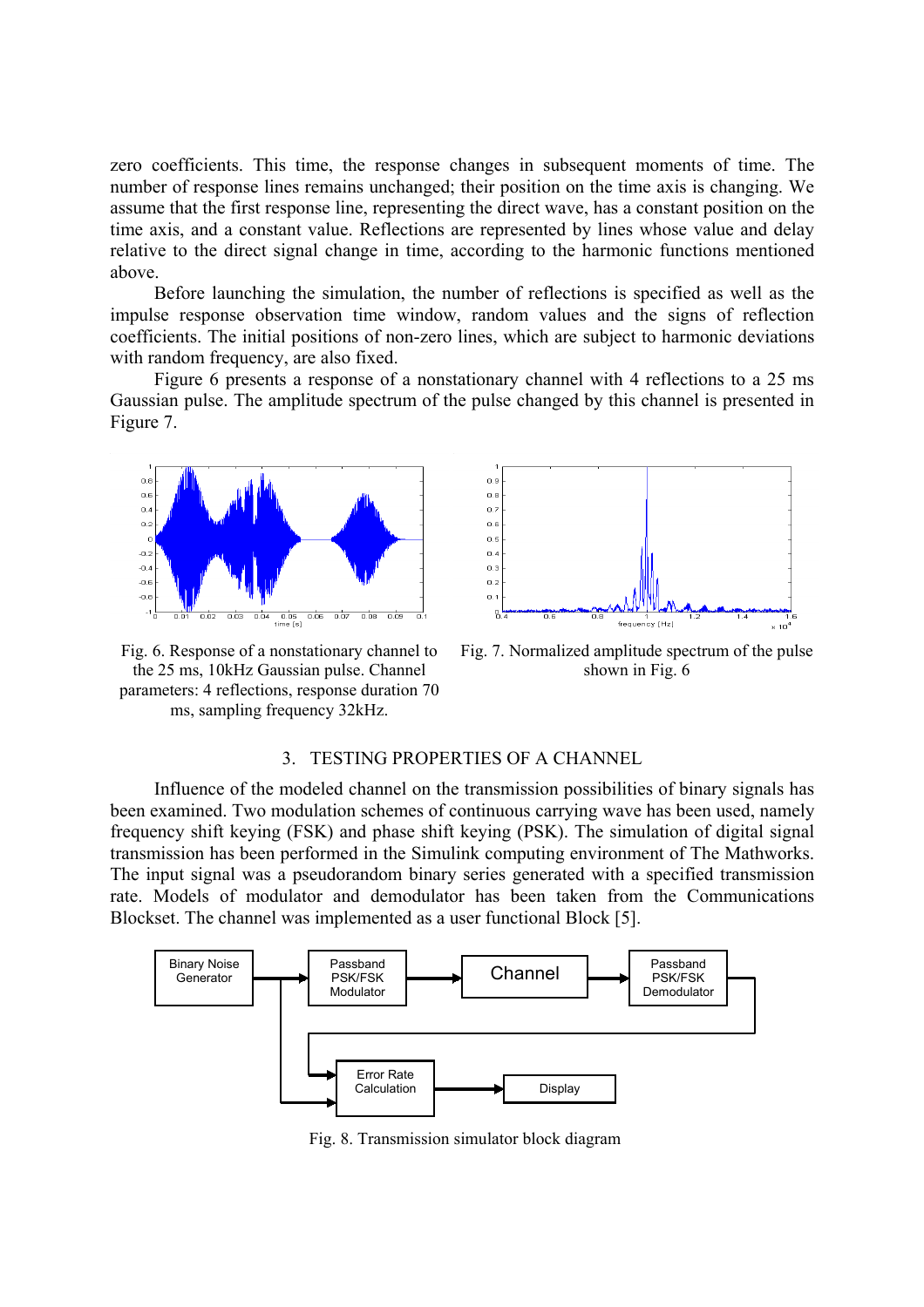zero coefficients. This time, the response changes in subsequent moments of time. The number of response lines remains unchanged; their position on the time axis is changing. We assume that the first response line, representing the direct wave, has a constant position on the time axis, and a constant value. Reflections are represented by lines whose value and delay relative to the direct signal change in time, according to the harmonic functions mentioned above.

Before launching the simulation, the number of reflections is specified as well as the impulse response observation time window, random values and the signs of reflection coefficients. The initial positions of non-zero lines, which are subject to harmonic deviations with random frequency, are also fixed.

Figure 6 presents a response of a nonstationary channel with 4 reflections to a 25 ms Gaussian pulse. The amplitude spectrum of the pulse changed by this channel is presented in Figure 7.

Fig. 6. Response of a nonstationary channel to the 25 ms, 10kHz Gaussian pulse. Channel parameters: 4 reflections, response duration 70 ms, sampling frequency 32kHz.

Fig. 7. Normalized amplitude spectrum of the pulse shown in Fig. 6

## 3. TESTING PROPERTIES OF A CHANNEL

Influence of the modeled channel on the transmission possibilities of binary signals has been examined. Two modulation schemes of continuous carrying wave has been used, namely frequency shift keying (FSK) and phase shift keying (PSK). The simulation of digital signal transmission has been performed in the Simulink computing environment of The Mathworks. The input signal was a pseudorandom binary series generated with a specified transmission rate. Models of modulator and demodulator has been taken from the Communications Blockset. The channel was implemented as a user functional Block [5].

Fig. 8. Transmission simulator block diagram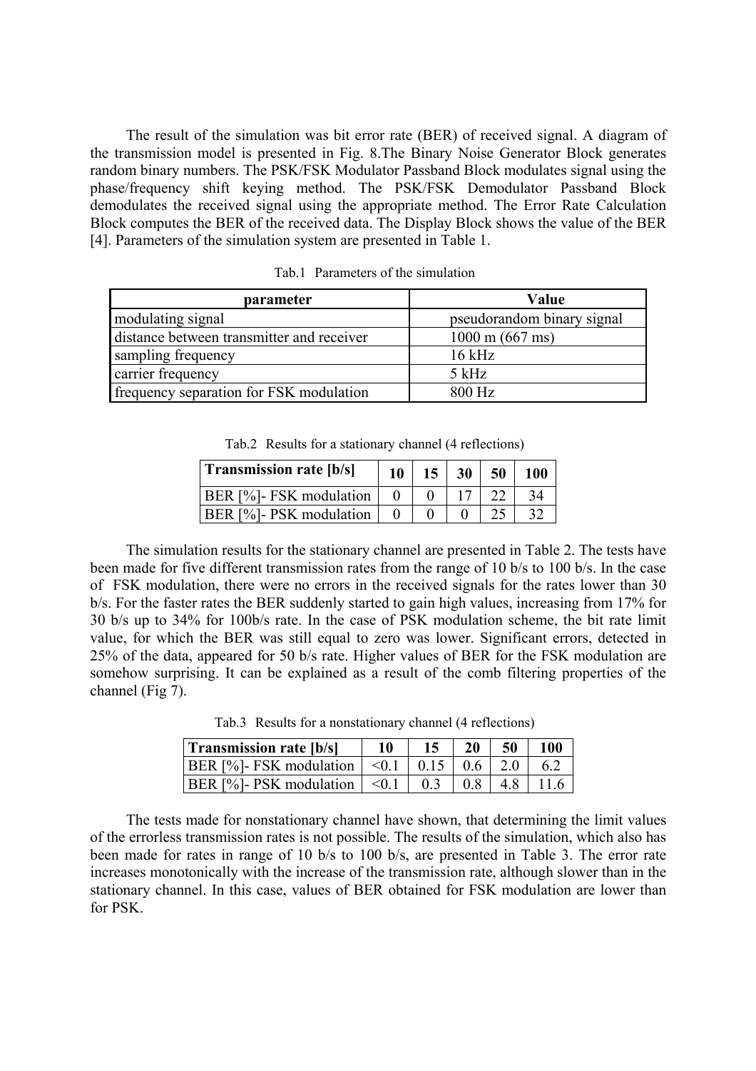The result of the simulation was bit error rate (BER) of received signal. A diagram of the transmission model is presented in Fig. 8.The Binary Noise Generator Block generates random binary numbers. The PSK/FSK Modulator Passband Block modulates signal using the phase/frequency shift keying method. The PSK/FSK Demodulator Passband Block demodulates the received signal using the appropriate method. The Error Rate Calculation Block computes the BER of the received data. The Display Block shows the value of the BER [4]. Parameters of the simulation system are presented in Table 1.

Tab.1 Parameters of the simulation

| parameter | Value |
|---|---|
| modulating signal | pseudorandom binary signal |
| distance between transmitter and receiver | 1000 m (667 ms) |
| sampling frequency | 16 kHz |
| carrier frequency | 5 kHz |
| frequency separation for FSK modulation | 800 Hz |

Tab.2 Results for a stationary channel (4 reflections)

| Transmission rate [b/s] | 10 | 15 | 30 | 50 | 100 |
|---|---|---|---|---|---|
| BER [%]- FSK modulation | 0 | 0 | 17 | 22 | 34 |
| BER [%]- PSK modulation | 0 | 0 | 0 | 25 | 32 |

The simulation results for the stationary channel are presented in Table 2. The tests have been made for five different transmission rates from the range of 10 b/s to 100 b/s. In the case of FSK modulation, there were no errors in the received signals for the rates lower than 30 b/s. For the faster rates the BER suddenly started to gain high values, increasing from 17% for 30 b/s up to 34% for 100b/s rate. In the case of PSK modulation scheme, the bit rate limit value, for which the BER was still equal to zero was lower. Significant errors, detected in 25% of the data, appeared for 50 b/s rate. Higher values of BER for the FSK modulation are somehow surprising. It can be explained as a result of the comb filtering properties of the channel (Fig 7).

Tab.3 Results for a nonstationary channel (4 reflections)

| Transmission rate [b/s] | 10 | 15 | 20 | 50 | 100 |
|---|---|---|---|---|---|
| BER [%]- FSK modulation | <0.1 | 0.15 | 0.6 | 2.0 | 6.2 |
| BER [%]- PSK modulation | <0.1 | 0.3 | 0.8 | 4.8 | 11.6 |

The tests made for nonstationary channel have shown, that determining the limit values of the errorless transmission rates is not possible. The results of the simulation, which also has been made for rates in range of 10 b/s to 100 b/s, are presented in Table 3. The error rate increases monotonically with the increase of the transmission rate, although slower than in the stationary channel. In this case, values of BER obtained for FSK modulation are lower than for PSK.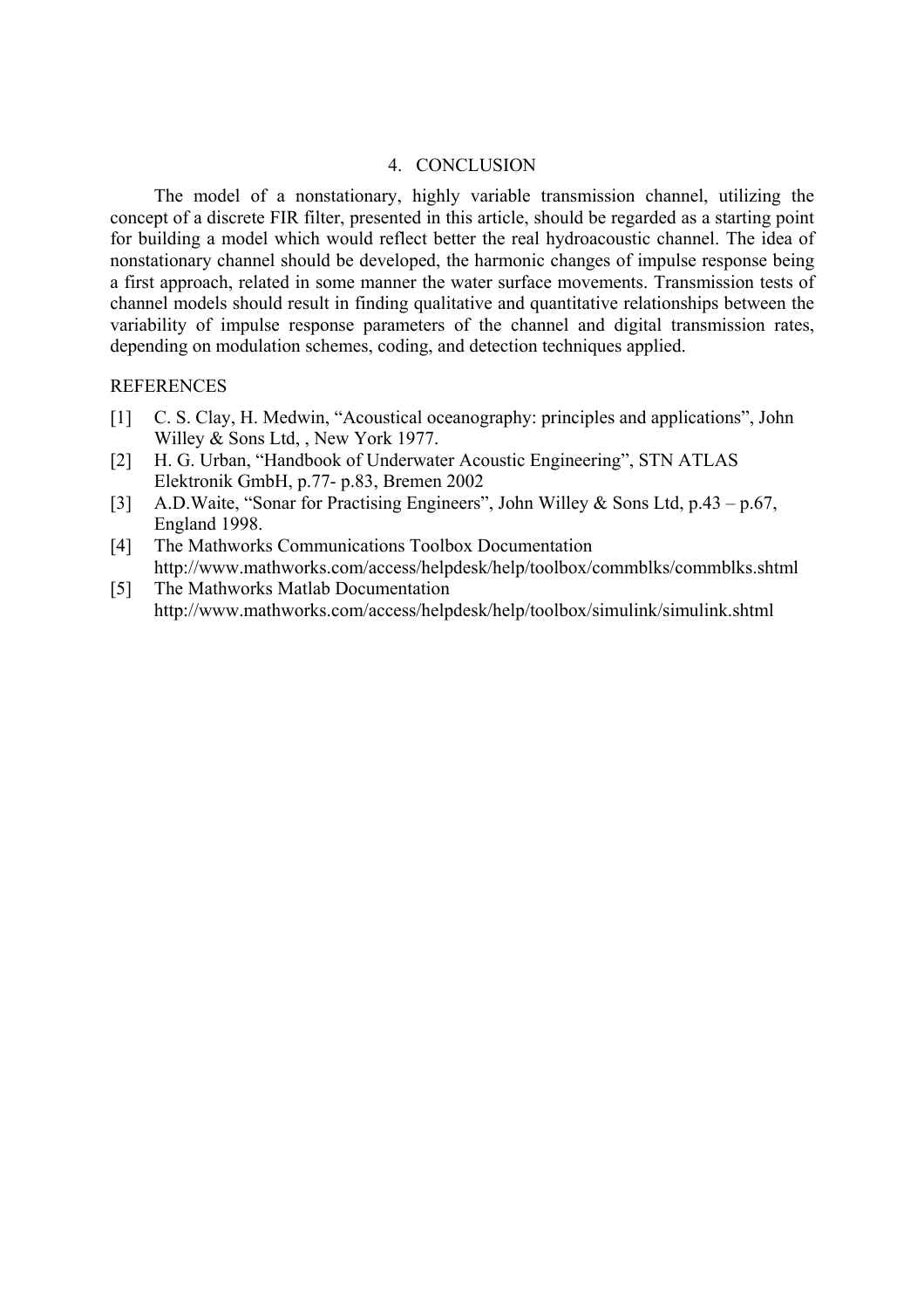## 4. CONCLUSION

The model of a nonstationary, highly variable transmission channel, utilizing the concept of a discrete FIR filter, presented in this article, should be regarded as a starting point for building a model which would reflect better the real hydroacoustic channel. The idea of nonstationary channel should be developed, the harmonic changes of impulse response being a first approach, related in some manner the water surface movements. Transmission tests of channel models should result in finding qualitative and quantitative relationships between the variability of impulse response parameters of the channel and digital transmission rates, depending on modulation schemes, coding, and detection techniques applied.

## REFERENCES

[1] C. S. Clay, H. Medwin, "Acoustical oceanography: principles and applications", John Willey & Sons Ltd, , New York 1977.

[2] H. G. Urban, "Handbook of Underwater Acoustic Engineering", STN ATLAS Elektronik GmbH, p.77- p.83, Bremen 2002

[3] A.D.Waite, "Sonar for Practising Engineers", John Willey & Sons Ltd, p.43 – p.67, England 1998.

[4] The Mathworks Communications Toolbox Documentation http://www.mathworks.com/access/helpdesk/help/toolbox/commblks/commblks.shtml

[5] The Mathworks Matlab Documentation http://www.mathworks.com/access/helpdesk/help/toolbox/simulink/simulink.shtml